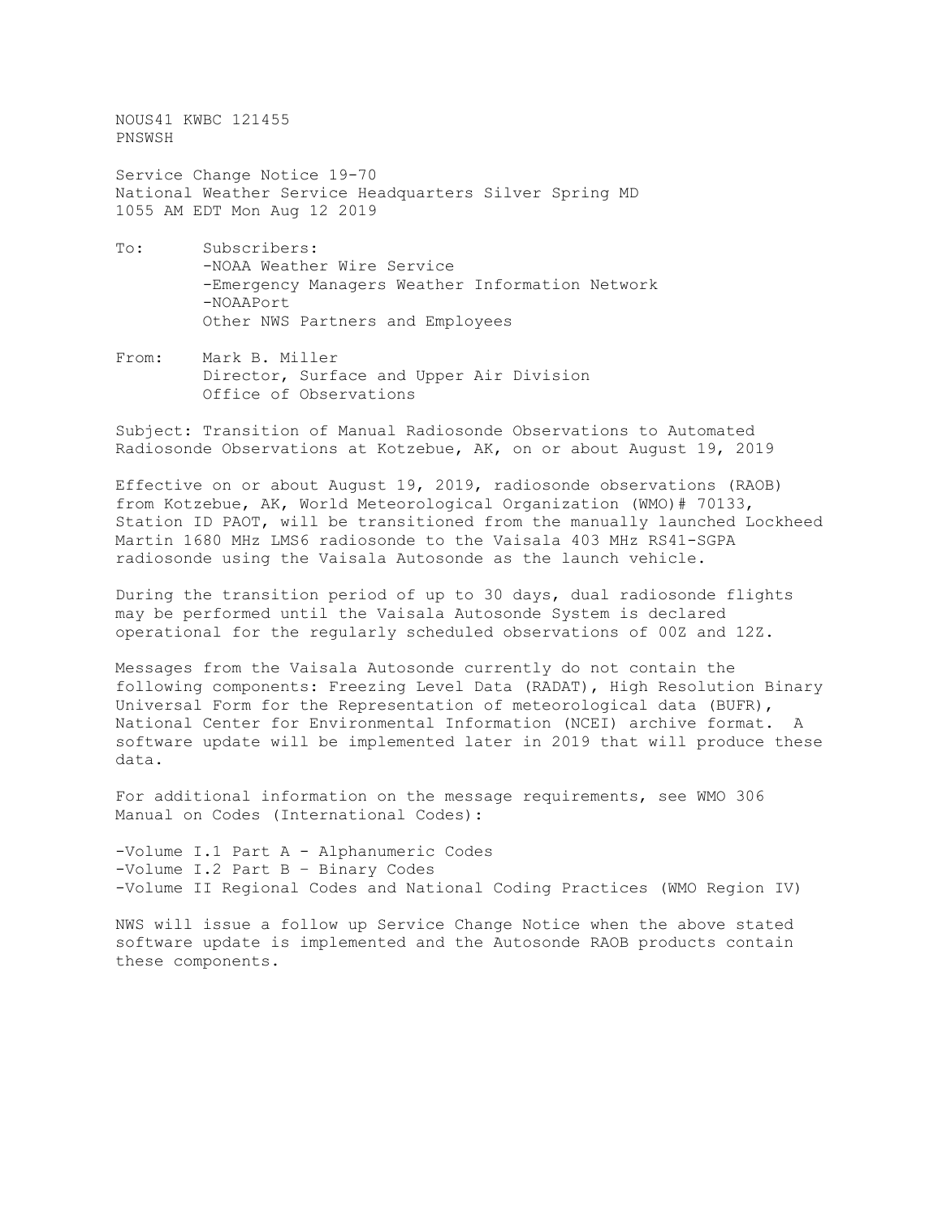NOUS41 KWBC 121455
PNSWSH

Service Change Notice 19-70
National Weather Service Headquarters Silver Spring MD
1055 AM EDT Mon Aug 12 2019

To: Subscribers:
-NOAA Weather Wire Service
-Emergency Managers Weather Information Network
-NOAAPort
Other NWS Partners and Employees

From: Mark B. Miller
Director, Surface and Upper Air Division
Office of Observations

Subject: Transition of Manual Radiosonde Observations to Automated Radiosonde Observations at Kotzebue, AK, on or about August 19, 2019

Effective on or about August 19, 2019, radiosonde observations (RAOB) from Kotzebue, AK, World Meteorological Organization (WMO)# 70133, Station ID PAOT, will be transitioned from the manually launched Lockheed Martin 1680 MHz LMS6 radiosonde to the Vaisala 403 MHz RS41-SGPA radiosonde using the Vaisala Autosonde as the launch vehicle.

During the transition period of up to 30 days, dual radiosonde flights may be performed until the Vaisala Autosonde System is declared operational for the regularly scheduled observations of 00Z and 12Z.

Messages from the Vaisala Autosonde currently do not contain the following components: Freezing Level Data (RADAT), High Resolution Binary Universal Form for the Representation of meteorological data (BUFR), National Center for Environmental Information (NCEI) archive format. A software update will be implemented later in 2019 that will produce these data.

For additional information on the message requirements, see WMO 306 Manual on Codes (International Codes):

-Volume I.1 Part A - Alphanumeric Codes
-Volume I.2 Part B – Binary Codes
-Volume II Regional Codes and National Coding Practices (WMO Region IV)

NWS will issue a follow up Service Change Notice when the above stated software update is implemented and the Autosonde RAOB products contain these components.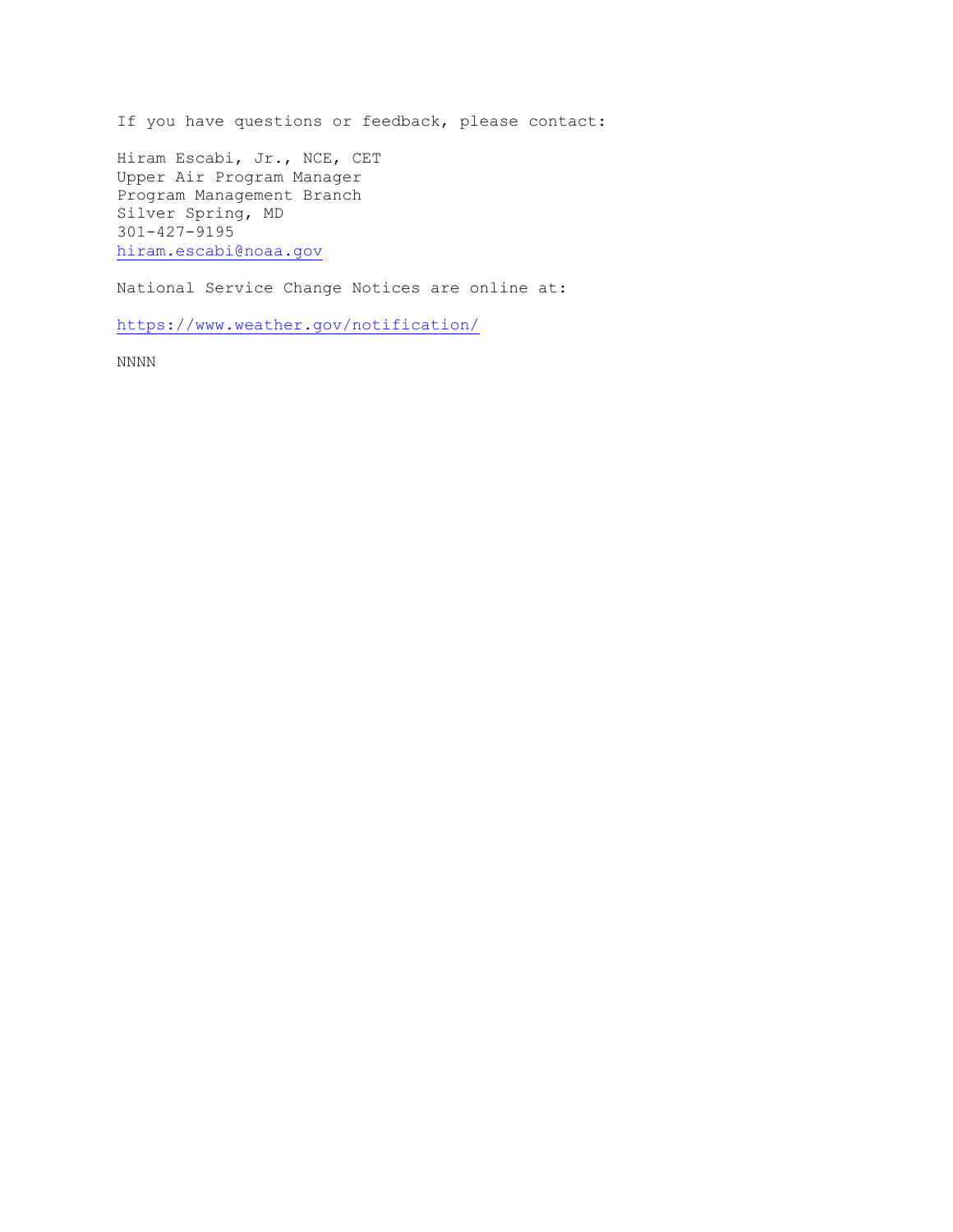If you have questions or feedback, please contact:

Hiram Escabi, Jr., NCE, CET
Upper Air Program Manager
Program Management Branch
Silver Spring, MD
301-427-9195
hiram.escabi@noaa.gov

National Service Change Notices are online at:

https://www.weather.gov/notification/

NNNN